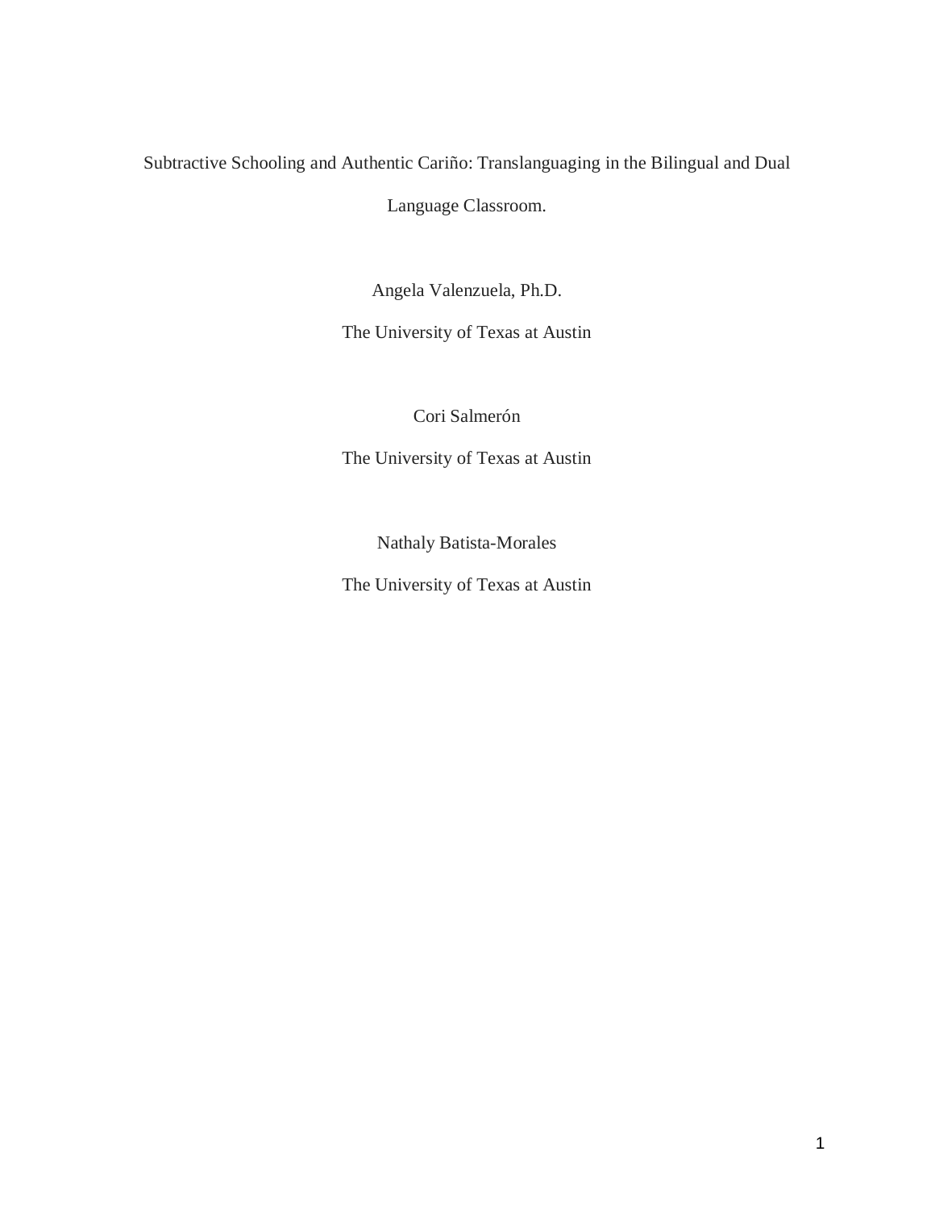# Subtractive Schooling and Authentic Cariño: Translanguaging in the Bilingual and Dual Language Classroom.

Angela Valenzuela, Ph.D.

The University of Texas at Austin

Cori Salmerón

The University of Texas at Austin

Nathaly Batista-Morales

The University of Texas at Austin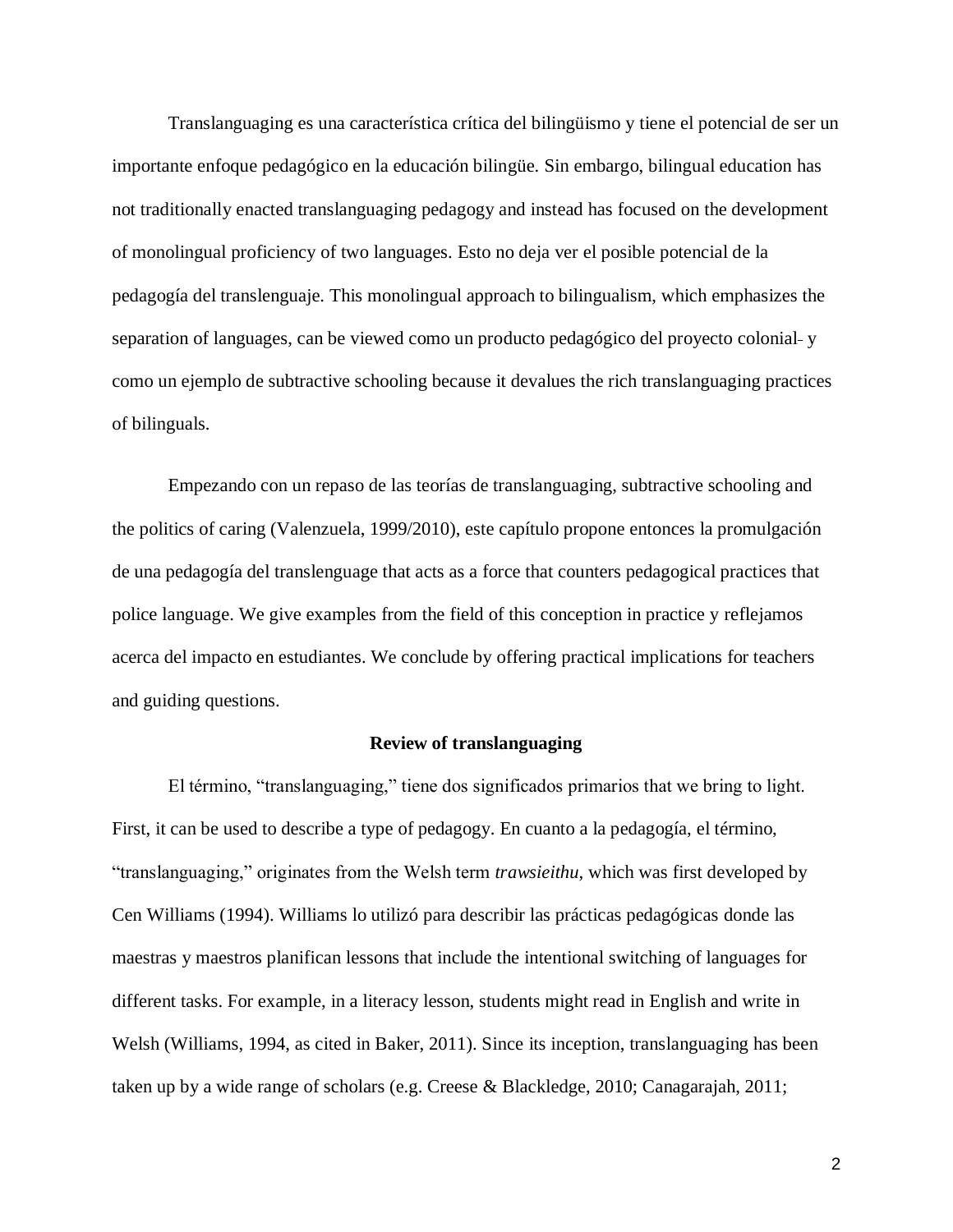Translanguaging es una característica crítica del bilingüismo y tiene el potencial de ser un importante enfoque pedagógico en la educación bilingüe. Sin embargo, bilingual education has not traditionally enacted translanguaging pedagogy and instead has focused on the development of monolingual proficiency of two languages. Esto no deja ver el posible potencial de la pedagogía del translenguaje. This monolingual approach to bilingualism, which emphasizes the separation of languages, can be viewed como un producto pedagógico del proyecto colonial- y como un ejemplo de subtractive schooling because it devalues the rich translanguaging practices of bilinguals.

Empezando con un repaso de las teorías de translanguaging, subtractive schooling and the politics of caring (Valenzuela, 1999/2010), este capítulo propone entonces la promulgación de una pedagogía del translenguage that acts as a force that counters pedagogical practices that police language. We give examples from the field of this conception in practice y reflejamos acerca del impacto en estudiantes. We conclude by offering practical implications for teachers and guiding questions.

## Review of translanguaging

El término, "translanguaging," tiene dos significados primarios that we bring to light. First, it can be used to describe a type of pedagogy. En cuanto a la pedagogía, el término, "translanguaging," originates from the Welsh term *trawsieithu*, which was first developed by Cen Williams (1994). Williams lo utilizó para describir las prácticas pedagógicas donde las maestras y maestros planifican lessons that include the intentional switching of languages for different tasks. For example, in a literacy lesson, students might read in English and write in Welsh (Williams, 1994, as cited in Baker, 2011). Since its inception, translanguaging has been taken up by a wide range of scholars (e.g. Creese & Blackledge, 2010; Canagarajah, 2011;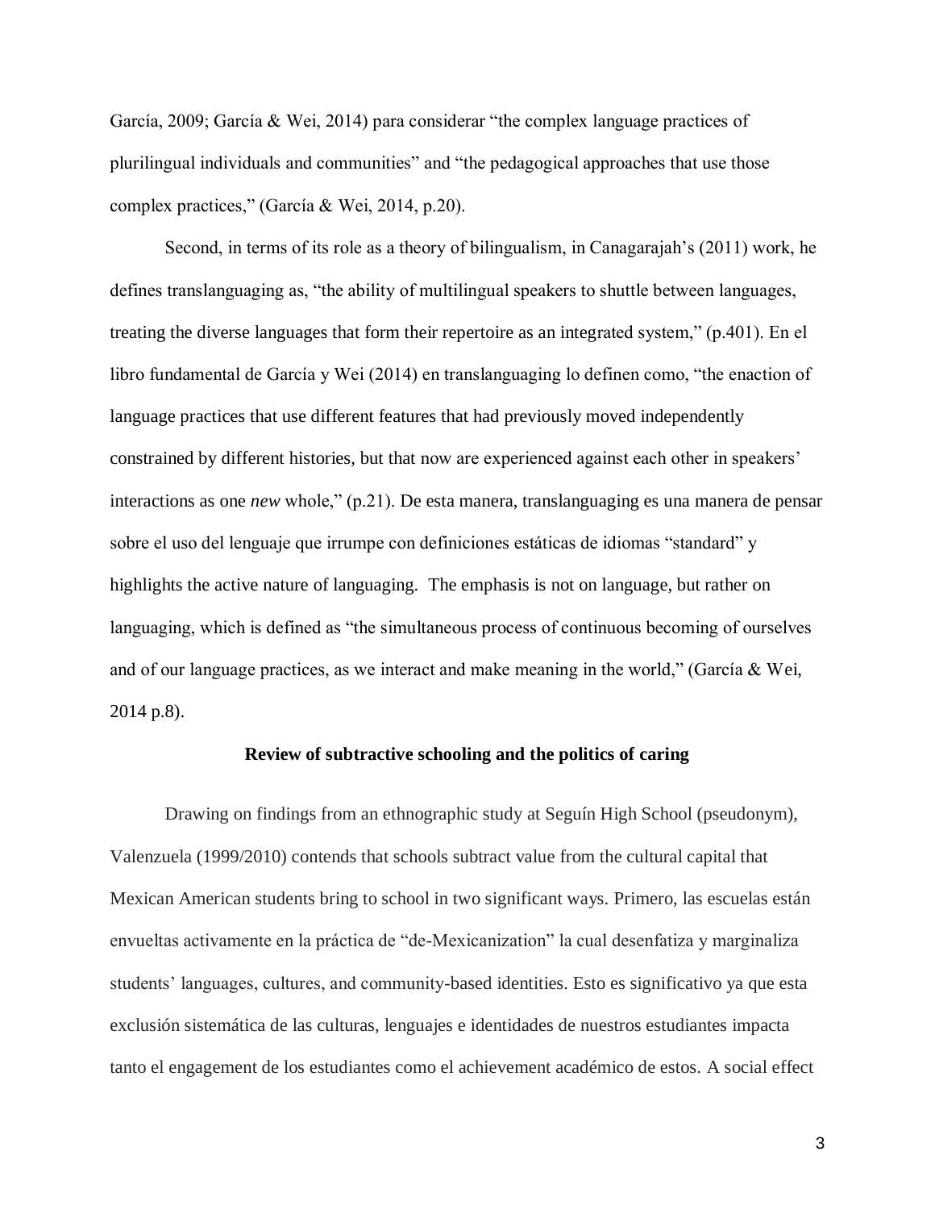García, 2009; García & Wei, 2014) para considerar "the complex language practices of plurilingual individuals and communities" and "the pedagogical approaches that use those complex practices," (García & Wei, 2014, p.20).

Second, in terms of its role as a theory of bilingualism, in Canagarajah's (2011) work, he defines translanguaging as, "the ability of multilingual speakers to shuttle between languages, treating the diverse languages that form their repertoire as an integrated system," (p.401). En el libro fundamental de García y Wei (2014) en translanguaging lo definen como, "the enaction of language practices that use different features that had previously moved independently constrained by different histories, but that now are experienced against each other in speakers' interactions as one *new* whole," (p.21). De esta manera, translanguaging es una manera de pensar sobre el uso del lenguaje que irrumpe con definiciones estáticas de idiomas "standard" y highlights the active nature of languaging. The emphasis is not on language, but rather on languaging, which is defined as "the simultaneous process of continuous becoming of ourselves and of our language practices, as we interact and make meaning in the world," (García & Wei, 2014 p.8).

## Review of subtractive schooling and the politics of caring

Drawing on findings from an ethnographic study at Seguín High School (pseudonym), Valenzuela (1999/2010) contends that schools subtract value from the cultural capital that Mexican American students bring to school in two significant ways. Primero, las escuelas están envueltas activamente en la práctica de "de-Mexicanization" la cual desenfatiza y marginaliza students' languages, cultures, and community-based identities. Esto es significativo ya que esta exclusión sistemática de las culturas, lenguajes e identidades de nuestros estudiantes impacta tanto el engagement de los estudiantes como el achievement académico de estos. A social effect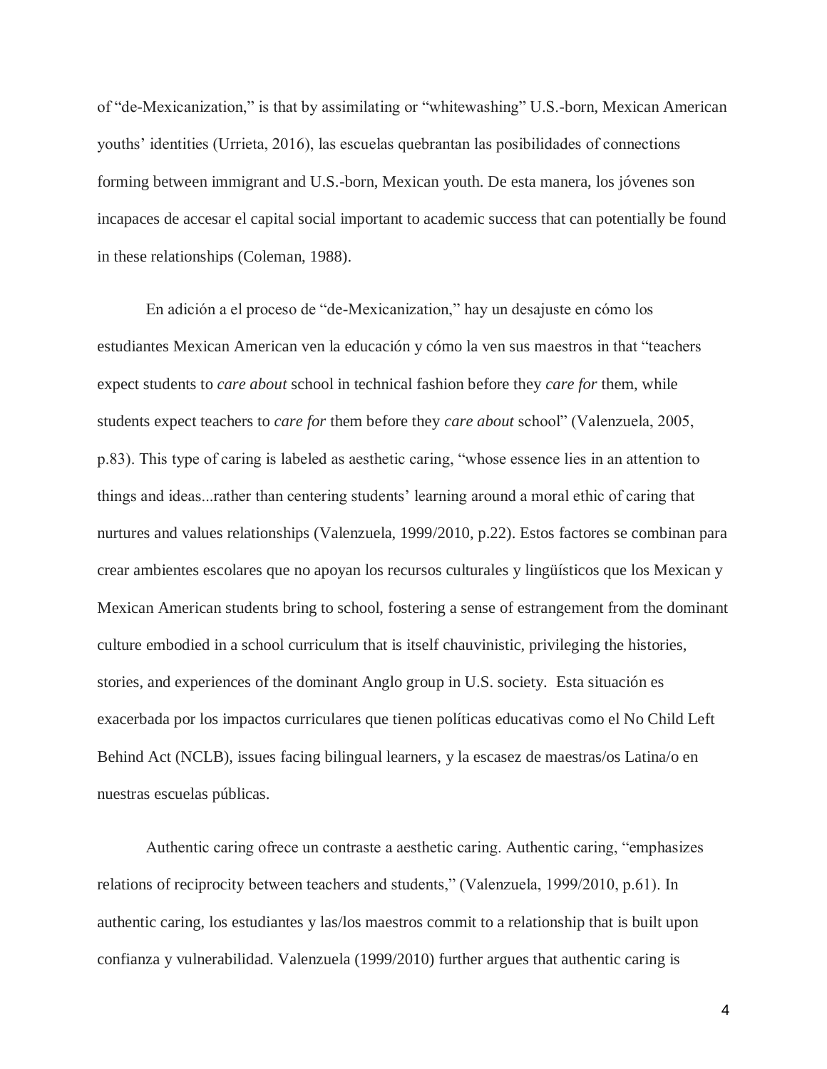of "de-Mexicanization," is that by assimilating or "whitewashing" U.S.-born, Mexican American youths' identities (Urrieta, 2016), las escuelas quebrantan las posibilidades of connections forming between immigrant and U.S.-born, Mexican youth. De esta manera, los jóvenes son incapaces de accesar el capital social important to academic success that can potentially be found in these relationships (Coleman, 1988).

En adición a el proceso de "de-Mexicanization," hay un desajuste en cómo los estudiantes Mexican American ven la educación y cómo la ven sus maestros in that "teachers expect students to *care about* school in technical fashion before they *care for* them, while students expect teachers to *care for* them before they *care about* school" (Valenzuela, 2005, p.83). This type of caring is labeled as aesthetic caring, "whose essence lies in an attention to things and ideas...rather than centering students' learning around a moral ethic of caring that nurtures and values relationships (Valenzuela, 1999/2010, p.22). Estos factores se combinan para crear ambientes escolares que no apoyan los recursos culturales y lingüísticos que los Mexican y Mexican American students bring to school, fostering a sense of estrangement from the dominant culture embodied in a school curriculum that is itself chauvinistic, privileging the histories, stories, and experiences of the dominant Anglo group in U.S. society. Esta situación es exacerbada por los impactos curriculares que tienen políticas educativas como el No Child Left Behind Act (NCLB), issues facing bilingual learners, y la escasez de maestras/os Latina/o en nuestras escuelas públicas.

Authentic caring ofrece un contraste a aesthetic caring. Authentic caring, "emphasizes relations of reciprocity between teachers and students," (Valenzuela, 1999/2010, p.61). In authentic caring, los estudiantes y las/los maestros commit to a relationship that is built upon confianza y vulnerabilidad. Valenzuela (1999/2010) further argues that authentic caring is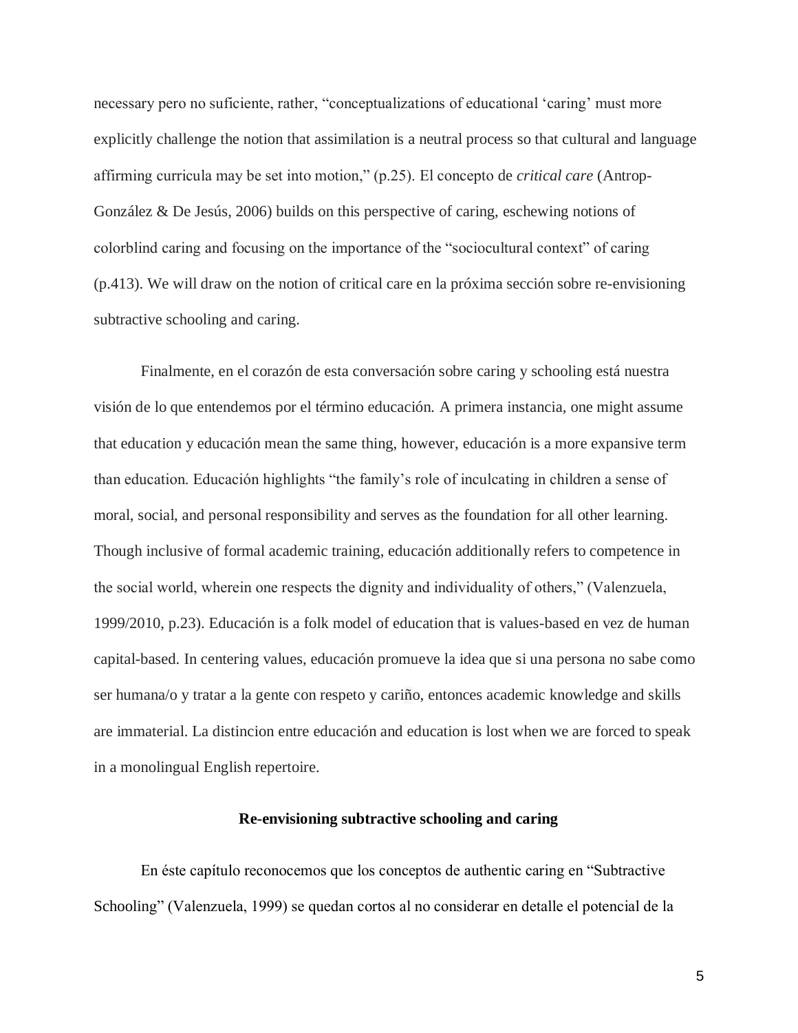necessary pero no suficiente, rather, "conceptualizations of educational 'caring' must more explicitly challenge the notion that assimilation is a neutral process so that cultural and language affirming curricula may be set into motion," (p.25). El concepto de *critical care* (Antrop-González & De Jesús, 2006) builds on this perspective of caring, eschewing notions of colorblind caring and focusing on the importance of the "sociocultural context" of caring (p.413). We will draw on the notion of critical care en la próxima sección sobre re-envisioning subtractive schooling and caring.

Finalmente, en el corazón de esta conversación sobre caring y schooling está nuestra visión de lo que entendemos por el término educación. A primera instancia, one might assume that education y educación mean the same thing, however, educación is a more expansive term than education. Educación highlights "the family's role of inculcating in children a sense of moral, social, and personal responsibility and serves as the foundation for all other learning. Though inclusive of formal academic training, educación additionally refers to competence in the social world, wherein one respects the dignity and individuality of others," (Valenzuela, 1999/2010, p.23). Educación is a folk model of education that is values-based en vez de human capital-based. In centering values, educación promueve la idea que si una persona no sabe como ser humana/o y tratar a la gente con respeto y cariño, entonces academic knowledge and skills are immaterial. La distincion entre educación and education is lost when we are forced to speak in a monolingual English repertoire.

## Re-envisioning subtractive schooling and caring

En éste capítulo reconocemos que los conceptos de authentic caring en "Subtractive Schooling" (Valenzuela, 1999) se quedan cortos al no considerar en detalle el potencial de la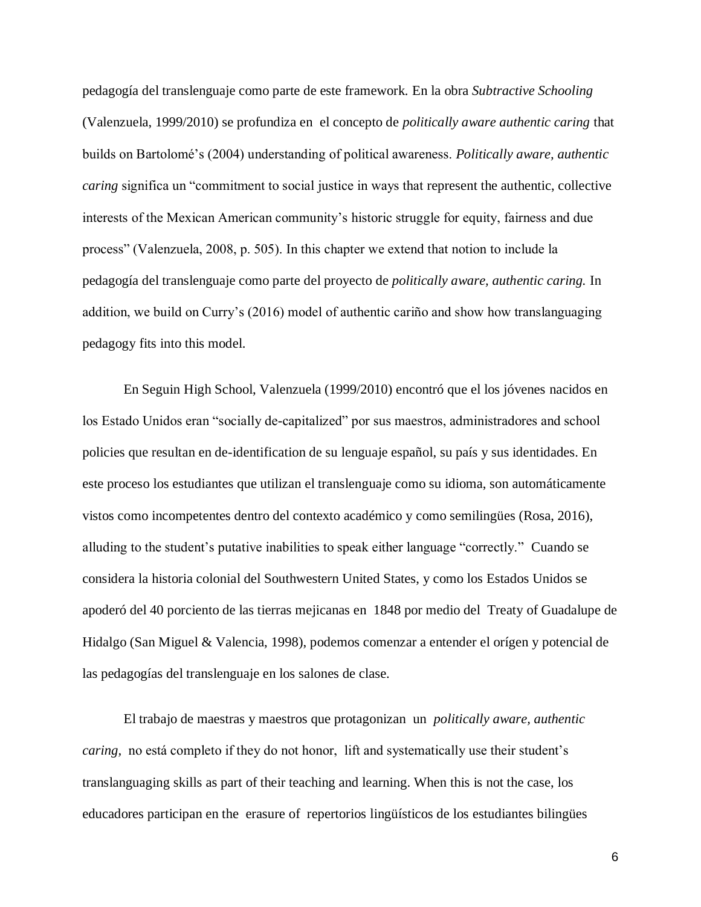pedagogía del translenguaje como parte de este framework. En la obra *Subtractive Schooling* (Valenzuela, 1999/2010) se profundiza en el concepto de *politically aware authentic caring* that builds on Bartolomé's (2004) understanding of political awareness. *Politically aware, authentic caring* significa un "commitment to social justice in ways that represent the authentic, collective interests of the Mexican American community's historic struggle for equity, fairness and due process" (Valenzuela, 2008, p. 505). In this chapter we extend that notion to include la pedagogía del translenguaje como parte del proyecto de *politically aware, authentic caring.* In addition, we build on Curry's (2016) model of authentic cariño and show how translanguaging pedagogy fits into this model.

En Seguin High School, Valenzuela (1999/2010) encontró que el los jóvenes nacidos en los Estado Unidos eran "socially de-capitalized" por sus maestros, administradores and school policies que resultan en de-identification de su lenguaje español, su país y sus identidades. En este proceso los estudiantes que utilizan el translenguaje como su idioma, son automáticamente vistos como incompetentes dentro del contexto académico y como semilingües (Rosa, 2016), alluding to the student's putative inabilities to speak either language "correctly." Cuando se considera la historia colonial del Southwestern United States, y como los Estados Unidos se apoderó del 40 porciento de las tierras mejicanas en 1848 por medio del Treaty of Guadalupe de Hidalgo (San Miguel & Valencia, 1998), podemos comenzar a entender el orígen y potencial de las pedagogías del translenguaje en los salones de clase.

El trabajo de maestras y maestros que protagonizan un *politically aware, authentic caring,* no está completo if they do not honor, lift and systematically use their student's translanguaging skills as part of their teaching and learning. When this is not the case, los educadores participan en the erasure of repertorios lingüísticos de los estudiantes bilingües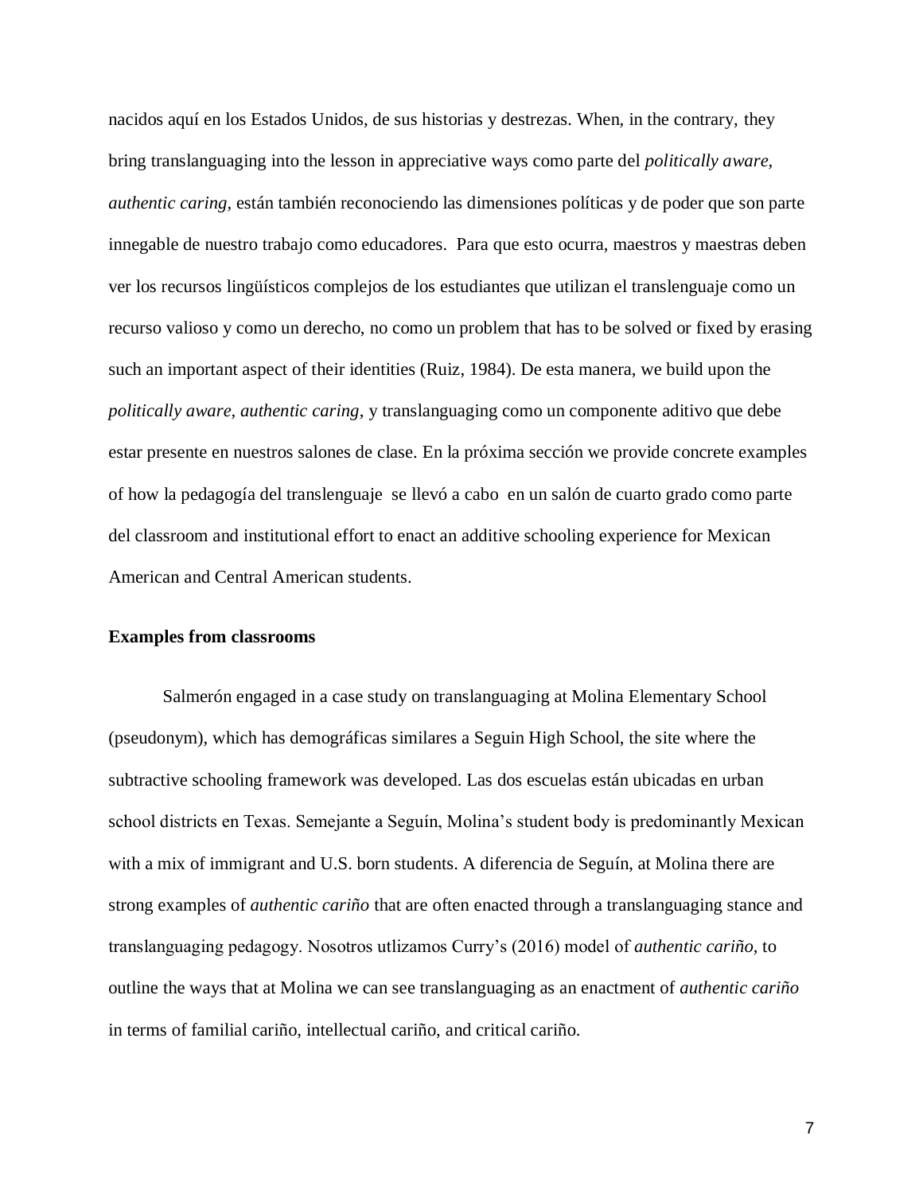nacidos aquí en los Estados Unidos, de sus historias y destrezas. When, in the contrary, they bring translanguaging into the lesson in appreciative ways como parte del *politically aware, authentic caring,* están también reconociendo las dimensiones políticas y de poder que son parte innegable de nuestro trabajo como educadores. Para que esto ocurra, maestros y maestras deben ver los recursos lingüísticos complejos de los estudiantes que utilizan el translenguaje como un recurso valioso y como un derecho, no como un problem that has to be solved or fixed by erasing such an important aspect of their identities (Ruiz, 1984). De esta manera, we build upon the *politically aware, authentic caring*, y translanguaging como un componente aditivo que debe estar presente en nuestros salones de clase. En la próxima sección we provide concrete examples of how la pedagogía del translenguaje se llevó a cabo en un salón de cuarto grado como parte del classroom and institutional effort to enact an additive schooling experience for Mexican American and Central American students.

**Examples from classrooms**

Salmerón engaged in a case study on translanguaging at Molina Elementary School (pseudonym), which has demográficas similares a Seguin High School, the site where the subtractive schooling framework was developed. Las dos escuelas están ubicadas en urban school districts en Texas. Semejante a Seguín, Molina's student body is predominantly Mexican with a mix of immigrant and U.S. born students. A diferencia de Seguín, at Molina there are strong examples of *authentic cariño* that are often enacted through a translanguaging stance and translanguaging pedagogy. Nosotros utlizamos Curry's (2016) model of *authentic cariño*, to outline the ways that at Molina we can see translanguaging as an enactment of *authentic cariño* in terms of familial cariño, intellectual cariño, and critical cariño.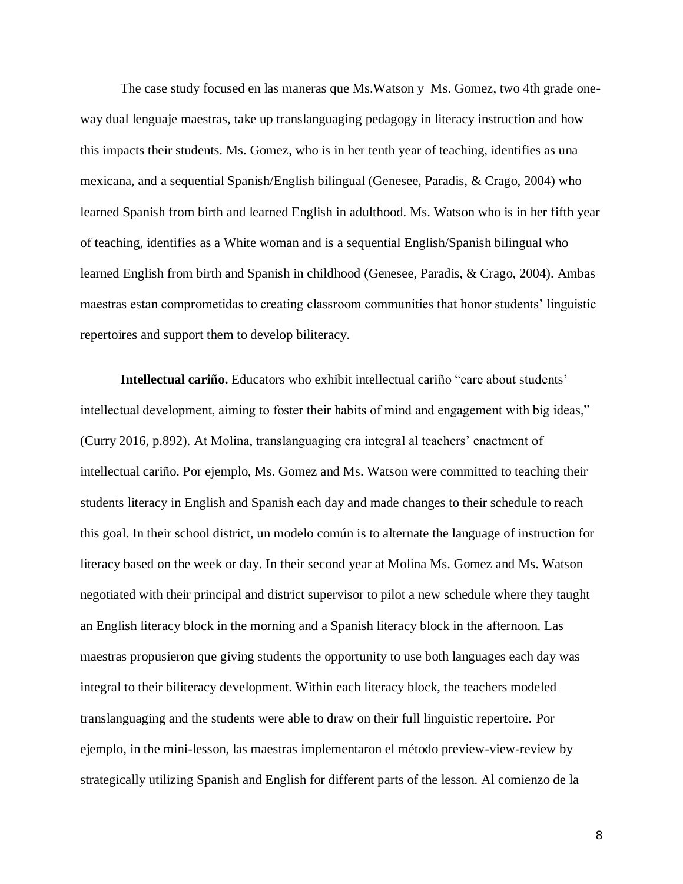The case study focused en las maneras que Ms.Watson y Ms. Gomez, two 4th grade one-way dual lenguaje maestras, take up translanguaging pedagogy in literacy instruction and how this impacts their students. Ms. Gomez, who is in her tenth year of teaching, identifies as una mexicana, and a sequential Spanish/English bilingual (Genesee, Paradis, & Crago, 2004) who learned Spanish from birth and learned English in adulthood. Ms. Watson who is in her fifth year of teaching, identifies as a White woman and is a sequential English/Spanish bilingual who learned English from birth and Spanish in childhood (Genesee, Paradis, & Crago, 2004). Ambas maestras estan comprometidas to creating classroom communities that honor students' linguistic repertoires and support them to develop biliteracy.

**Intellectual cariño.** Educators who exhibit intellectual cariño "care about students' intellectual development, aiming to foster their habits of mind and engagement with big ideas," (Curry 2016, p.892). At Molina, translanguaging era integral al teachers' enactment of intellectual cariño. Por ejemplo, Ms. Gomez and Ms. Watson were committed to teaching their students literacy in English and Spanish each day and made changes to their schedule to reach this goal. In their school district, un modelo común is to alternate the language of instruction for literacy based on the week or day. In their second year at Molina Ms. Gomez and Ms. Watson negotiated with their principal and district supervisor to pilot a new schedule where they taught an English literacy block in the morning and a Spanish literacy block in the afternoon. Las maestras propusieron que giving students the opportunity to use both languages each day was integral to their biliteracy development. Within each literacy block, the teachers modeled translanguaging and the students were able to draw on their full linguistic repertoire. Por ejemplo, in the mini-lesson, las maestras implementaron el método preview-view-review by strategically utilizing Spanish and English for different parts of the lesson. Al comienzo de la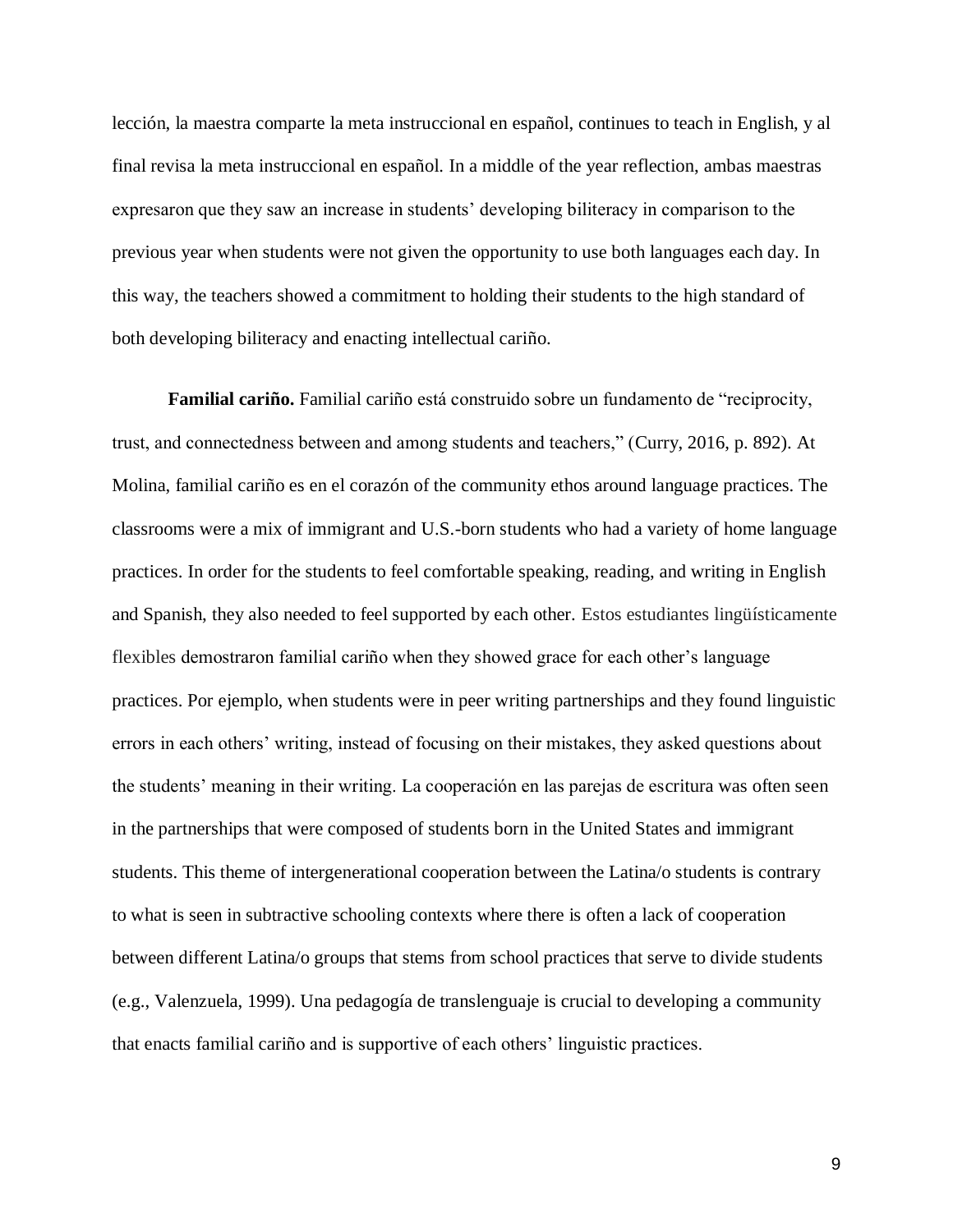lección, la maestra comparte la meta instruccional en español, continues to teach in English, y al final revisa la meta instruccional en español. In a middle of the year reflection, ambas maestras expresaron que they saw an increase in students' developing biliteracy in comparison to the previous year when students were not given the opportunity to use both languages each day. In this way, the teachers showed a commitment to holding their students to the high standard of both developing biliteracy and enacting intellectual cariño.

**Familial cariño.** Familial cariño está construido sobre un fundamento de "reciprocity, trust, and connectedness between and among students and teachers," (Curry, 2016, p. 892). At Molina, familial cariño es en el corazón of the community ethos around language practices. The classrooms were a mix of immigrant and U.S.-born students who had a variety of home language practices. In order for the students to feel comfortable speaking, reading, and writing in English and Spanish, they also needed to feel supported by each other. Estos estudiantes lingüísticamente flexibles demostraron familial cariño when they showed grace for each other's language practices. Por ejemplo, when students were in peer writing partnerships and they found linguistic errors in each others' writing, instead of focusing on their mistakes, they asked questions about the students' meaning in their writing. La cooperación en las parejas de escritura was often seen in the partnerships that were composed of students born in the United States and immigrant students. This theme of intergenerational cooperation between the Latina/o students is contrary to what is seen in subtractive schooling contexts where there is often a lack of cooperation between different Latina/o groups that stems from school practices that serve to divide students (e.g., Valenzuela, 1999). Una pedagogía de translenguaje is crucial to developing a community that enacts familial cariño and is supportive of each others' linguistic practices.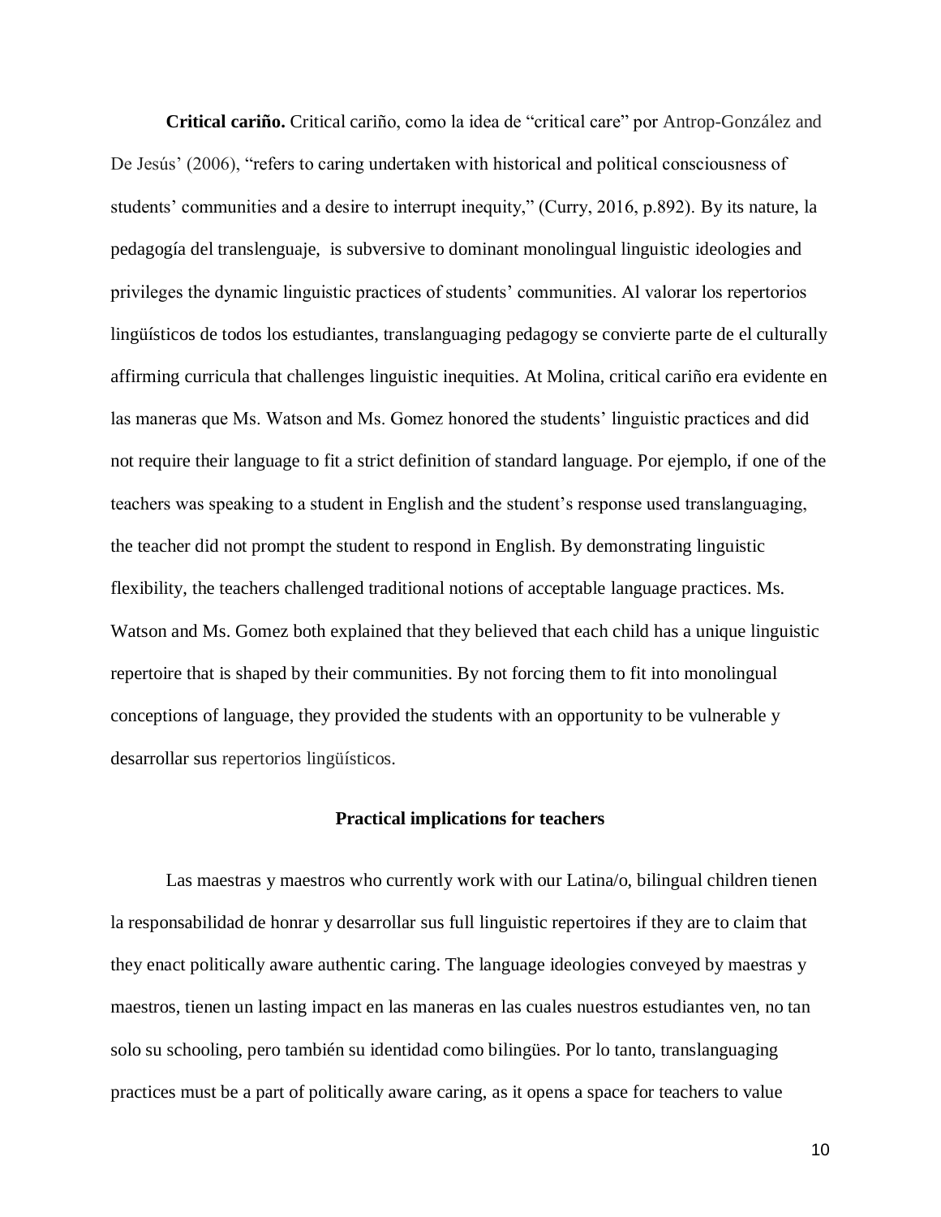**Critical cariño.** Critical cariño, como la idea de "critical care" por Antrop-González and De Jesús' (2006), "refers to caring undertaken with historical and political consciousness of students' communities and a desire to interrupt inequity," (Curry, 2016, p.892). By its nature, la pedagogía del translenguaje, is subversive to dominant monolingual linguistic ideologies and privileges the dynamic linguistic practices of students' communities. Al valorar los repertorios lingüísticos de todos los estudiantes, translanguaging pedagogy se convierte parte de el culturally affirming curricula that challenges linguistic inequities. At Molina, critical cariño era evidente en las maneras que Ms. Watson and Ms. Gomez honored the students' linguistic practices and did not require their language to fit a strict definition of standard language. Por ejemplo, if one of the teachers was speaking to a student in English and the student's response used translanguaging, the teacher did not prompt the student to respond in English. By demonstrating linguistic flexibility, the teachers challenged traditional notions of acceptable language practices. Ms. Watson and Ms. Gomez both explained that they believed that each child has a unique linguistic repertoire that is shaped by their communities. By not forcing them to fit into monolingual conceptions of language, they provided the students with an opportunity to be vulnerable y desarrollar sus repertorios lingüísticos.

## Practical implications for teachers

Las maestras y maestros who currently work with our Latina/o, bilingual children tienen la responsabilidad de honrar y desarrollar sus full linguistic repertoires if they are to claim that they enact politically aware authentic caring. The language ideologies conveyed by maestras y maestros, tienen un lasting impact en las maneras en las cuales nuestros estudiantes ven, no tan solo su schooling, pero también su identidad como bilingües. Por lo tanto, translanguaging practices must be a part of politically aware caring, as it opens a space for teachers to value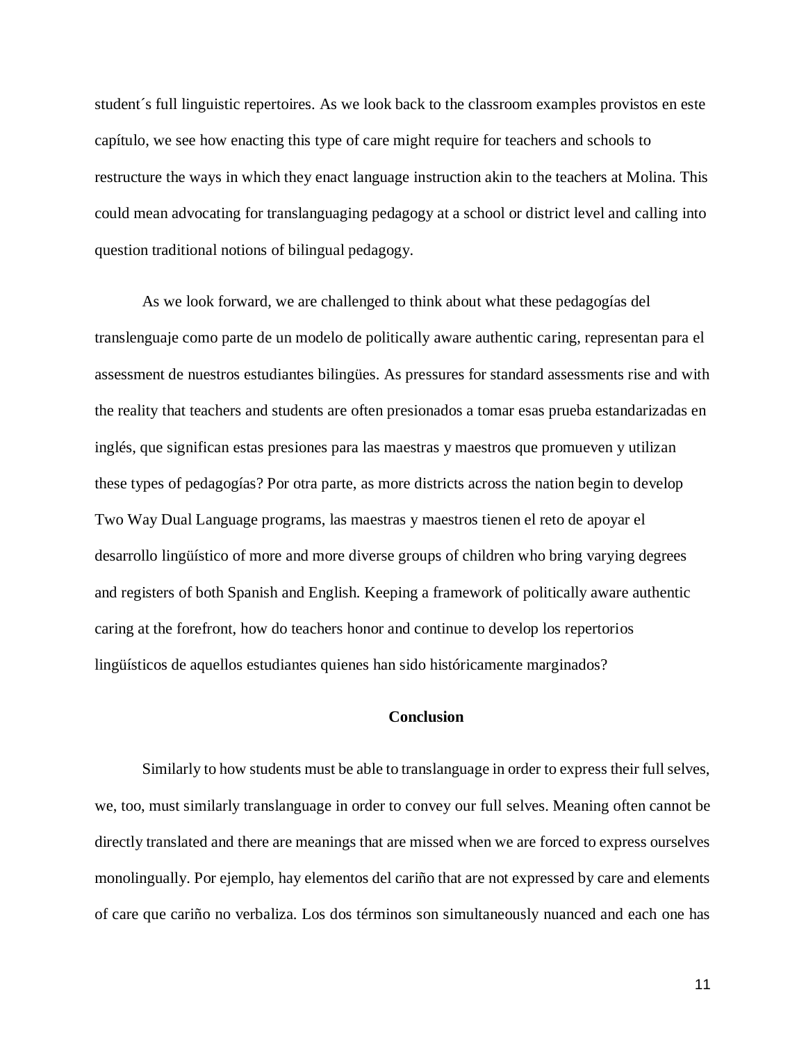student´s full linguistic repertoires. As we look back to the classroom examples provistos en este capítulo, we see how enacting this type of care might require for teachers and schools to restructure the ways in which they enact language instruction akin to the teachers at Molina. This could mean advocating for translanguaging pedagogy at a school or district level and calling into question traditional notions of bilingual pedagogy.

As we look forward, we are challenged to think about what these pedagogías del translenguaje como parte de un modelo de politically aware authentic caring, representan para el assessment de nuestros estudiantes bilingües. As pressures for standard assessments rise and with the reality that teachers and students are often presionados a tomar esas prueba estandarizadas en inglés, que significan estas presiones para las maestras y maestros que promueven y utilizan these types of pedagogías? Por otra parte, as more districts across the nation begin to develop Two Way Dual Language programs, las maestras y maestros tienen el reto de apoyar el desarrollo lingüístico of more and more diverse groups of children who bring varying degrees and registers of both Spanish and English. Keeping a framework of politically aware authentic caring at the forefront, how do teachers honor and continue to develop los repertorios lingüísticos de aquellos estudiantes quienes han sido históricamente marginados?

## Conclusion

Similarly to how students must be able to translanguage in order to express their full selves, we, too, must similarly translanguage in order to convey our full selves. Meaning often cannot be directly translated and there are meanings that are missed when we are forced to express ourselves monolingually. Por ejemplo, hay elementos del cariño that are not expressed by care and elements of care que cariño no verbaliza. Los dos términos son simultaneously nuanced and each one has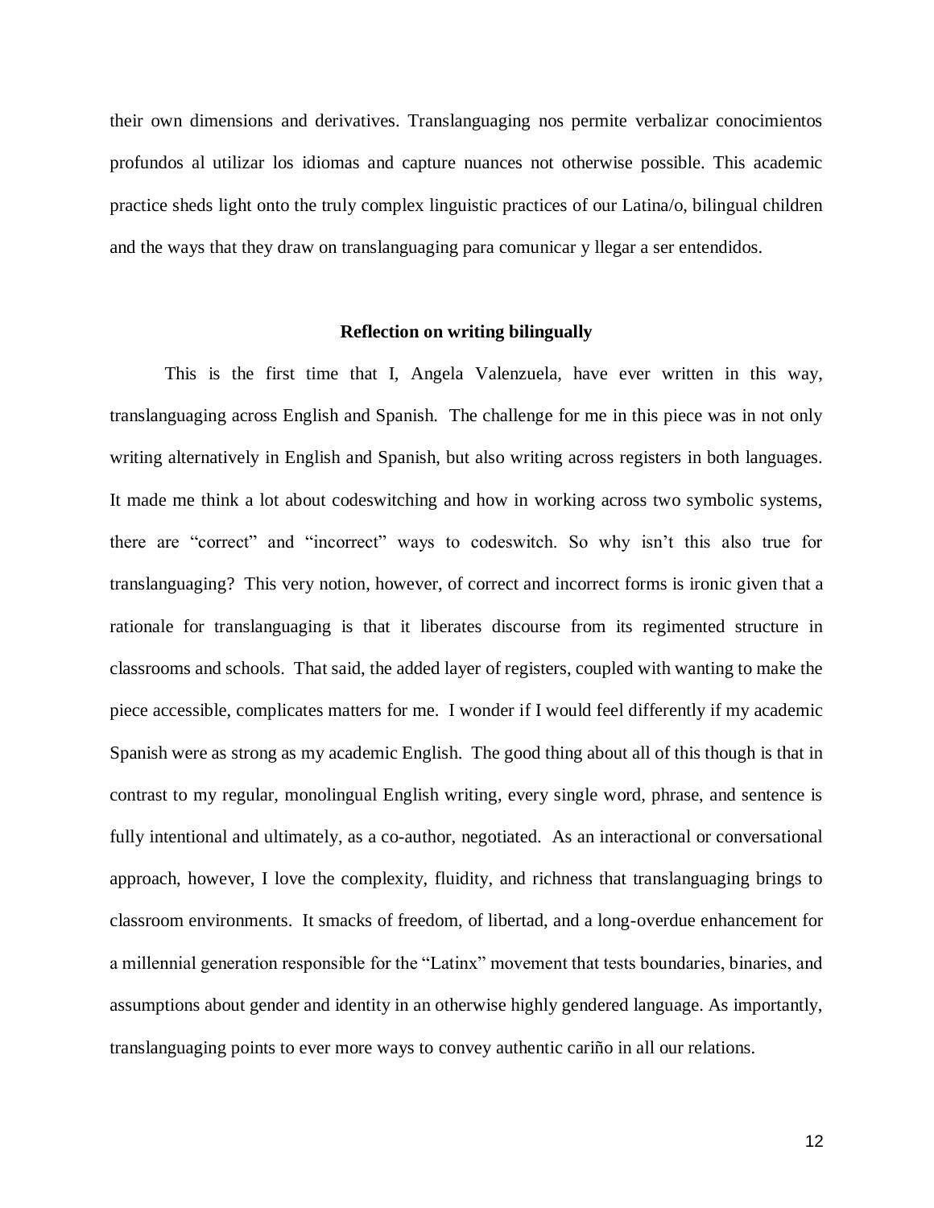their own dimensions and derivatives. Translanguaging nos permite verbalizar conocimientos profundos al utilizar los idiomas and capture nuances not otherwise possible. This academic practice sheds light onto the truly complex linguistic practices of our Latina/o, bilingual children and the ways that they draw on translanguaging para comunicar y llegar a ser entendidos.

## Reflection on writing bilingually

This is the first time that I, Angela Valenzuela, have ever written in this way, translanguaging across English and Spanish. The challenge for me in this piece was in not only writing alternatively in English and Spanish, but also writing across registers in both languages. It made me think a lot about codeswitching and how in working across two symbolic systems, there are "correct" and "incorrect" ways to codeswitch. So why isn't this also true for translanguaging? This very notion, however, of correct and incorrect forms is ironic given that a rationale for translanguaging is that it liberates discourse from its regimented structure in classrooms and schools. That said, the added layer of registers, coupled with wanting to make the piece accessible, complicates matters for me. I wonder if I would feel differently if my academic Spanish were as strong as my academic English. The good thing about all of this though is that in contrast to my regular, monolingual English writing, every single word, phrase, and sentence is fully intentional and ultimately, as a co-author, negotiated. As an interactional or conversational approach, however, I love the complexity, fluidity, and richness that translanguaging brings to classroom environments. It smacks of freedom, of libertad, and a long-overdue enhancement for a millennial generation responsible for the "Latinx" movement that tests boundaries, binaries, and assumptions about gender and identity in an otherwise highly gendered language. As importantly, translanguaging points to ever more ways to convey authentic cariño in all our relations.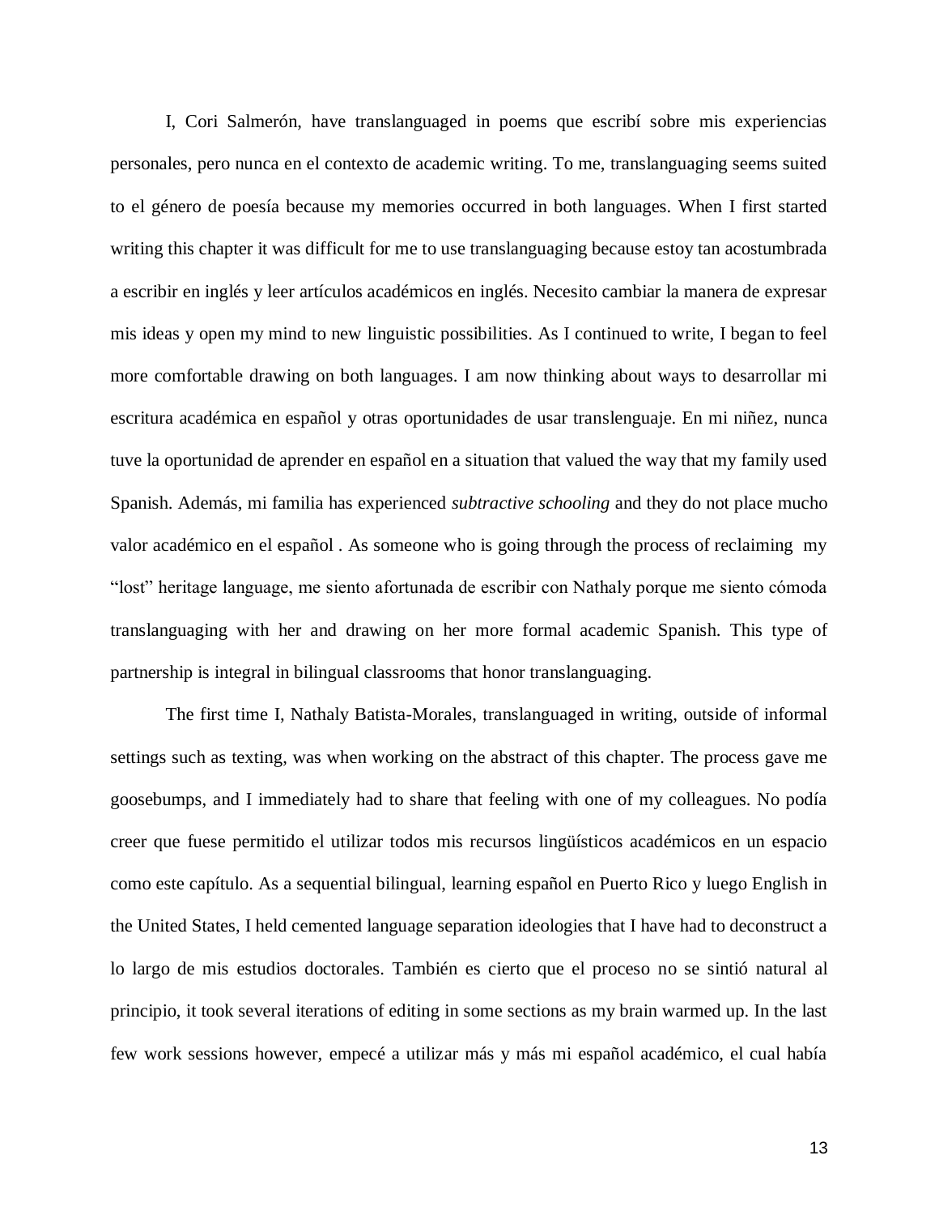I, Cori Salmerón, have translanguaged in poems que escribí sobre mis experiencias personales, pero nunca en el contexto de academic writing. To me, translanguaging seems suited to el género de poesía because my memories occurred in both languages. When I first started writing this chapter it was difficult for me to use translanguaging because estoy tan acostumbrada a escribir en inglés y leer artículos académicos en inglés. Necesito cambiar la manera de expresar mis ideas y open my mind to new linguistic possibilities. As I continued to write, I began to feel more comfortable drawing on both languages. I am now thinking about ways to desarrollar mi escritura académica en español y otras oportunidades de usar translenguaje. En mi niñez, nunca tuve la oportunidad de aprender en español en a situation that valued the way that my family used Spanish. Además, mi familia has experienced *subtractive schooling* and they do not place mucho valor académico en el español . As someone who is going through the process of reclaiming my "lost" heritage language, me siento afortunada de escribir con Nathaly porque me siento cómoda translanguaging with her and drawing on her more formal academic Spanish. This type of partnership is integral in bilingual classrooms that honor translanguaging.

The first time I, Nathaly Batista-Morales, translanguaged in writing, outside of informal settings such as texting, was when working on the abstract of this chapter. The process gave me goosebumps, and I immediately had to share that feeling with one of my colleagues. No podía creer que fuese permitido el utilizar todos mis recursos lingüísticos académicos en un espacio como este capítulo. As a sequential bilingual, learning español en Puerto Rico y luego English in the United States, I held cemented language separation ideologies that I have had to deconstruct a lo largo de mis estudios doctorales. También es cierto que el proceso no se sintió natural al principio, it took several iterations of editing in some sections as my brain warmed up. In the last few work sessions however, empecé a utilizar más y más mi español académico, el cual había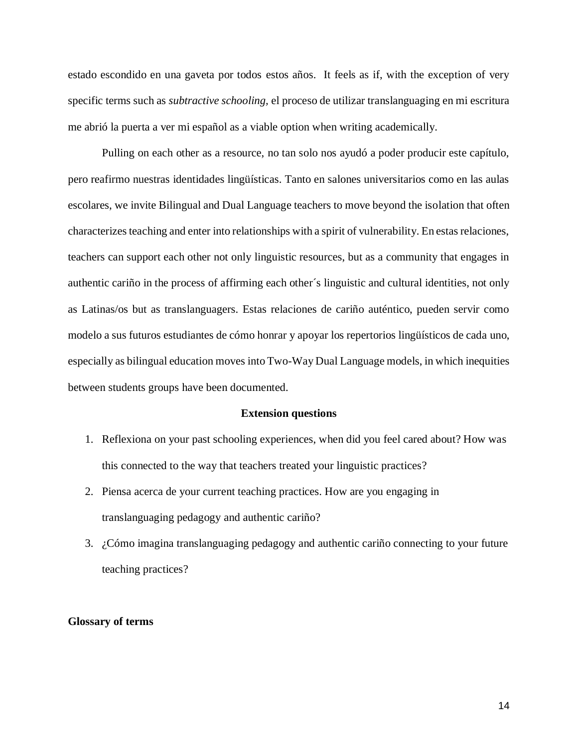estado escondido en una gaveta por todos estos años. It feels as if, with the exception of very specific terms such as *subtractive schooling,* el proceso de utilizar translanguaging en mi escritura me abrió la puerta a ver mi español as a viable option when writing academically.

Pulling on each other as a resource, no tan solo nos ayudó a poder producir este capítulo, pero reafirmo nuestras identidades lingüísticas. Tanto en salones universitarios como en las aulas escolares, we invite Bilingual and Dual Language teachers to move beyond the isolation that often characterizes teaching and enter into relationships with a spirit of vulnerability. En estas relaciones, teachers can support each other not only linguistic resources, but as a community that engages in authentic cariño in the process of affirming each other´s linguistic and cultural identities, not only as Latinas/os but as translanguagers. Estas relaciones de cariño auténtico, pueden servir como modelo a sus futuros estudiantes de cómo honrar y apoyar los repertorios lingüísticos de cada uno, especially as bilingual education moves into Two-Way Dual Language models, in which inequities between students groups have been documented.

**Extension questions**

1. Reflexiona on your past schooling experiences, when did you feel cared about? How was this connected to the way that teachers treated your linguistic practices?
2. Piensa acerca de your current teaching practices. How are you engaging in translanguaging pedagogy and authentic cariño?
3. ¿Cómo imagina translanguaging pedagogy and authentic cariño connecting to your future teaching practices?

**Glossary of terms**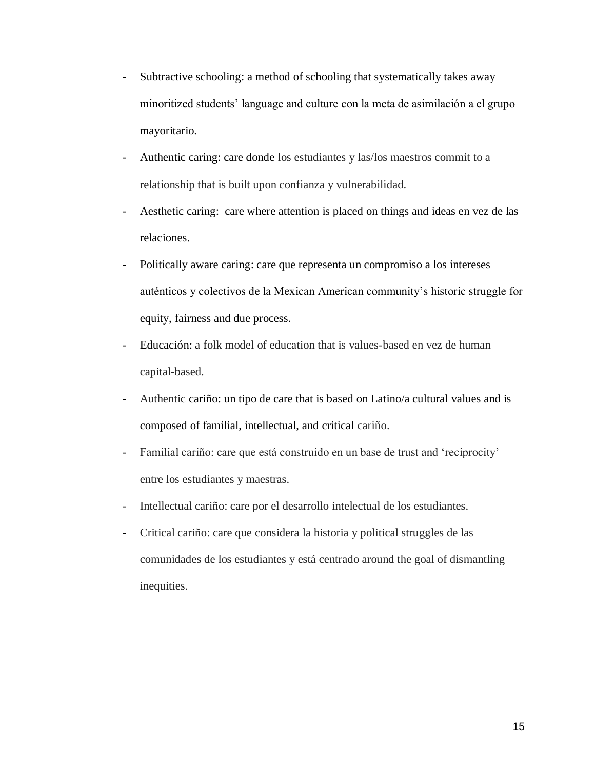- Subtractive schooling: a method of schooling that systematically takes away minoritized students' language and culture con la meta de asimilación a el grupo mayoritario.
- Authentic caring: care donde los estudiantes y las/los maestros commit to a relationship that is built upon confianza y vulnerabilidad.
- Aesthetic caring: care where attention is placed on things and ideas en vez de las relaciones.
- Politically aware caring: care que representa un compromiso a los intereses auténticos y colectivos de la Mexican American community's historic struggle for equity, fairness and due process.
- Educación: a folk model of education that is values-based en vez de human capital-based.
- Authentic cariño: un tipo de care that is based on Latino/a cultural values and is composed of familial, intellectual, and critical cariño.
- Familial cariño: care que está construido en un base de trust and 'reciprocity' entre los estudiantes y maestras.
- Intellectual cariño: care por el desarrollo intelectual de los estudiantes.
- Critical cariño: care que considera la historia y political struggles de las comunidades de los estudiantes y está centrado around the goal of dismantling inequities.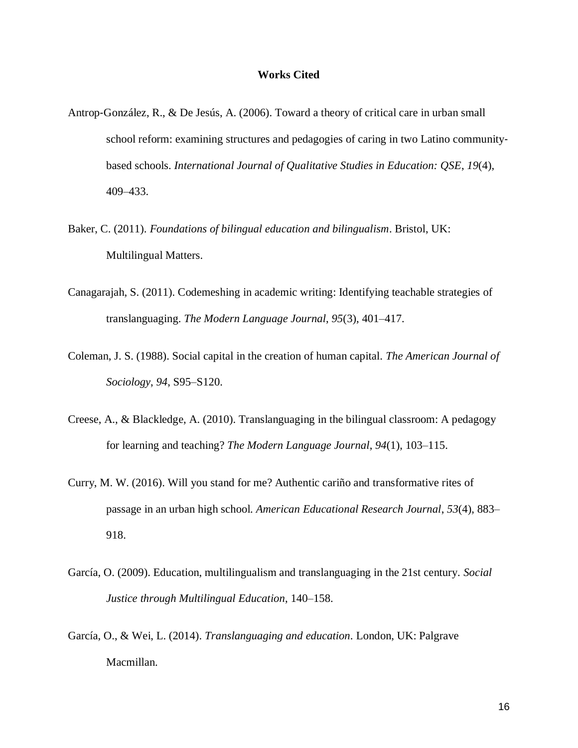**Works Cited**

Antrop-González, R., & De Jesús, A. (2006). Toward a theory of critical care in urban small school reform: examining structures and pedagogies of caring in two Latino community-based schools. *International Journal of Qualitative Studies in Education: QSE*, *19*(4), 409–433.

Baker, C. (2011). *Foundations of bilingual education and bilingualism*. Bristol, UK: Multilingual Matters.

Canagarajah, S. (2011). Codemeshing in academic writing: Identifying teachable strategies of translanguaging. *The Modern Language Journal*, *95*(3), 401–417.

Coleman, J. S. (1988). Social capital in the creation of human capital. *The American Journal of Sociology*, *94*, S95–S120.

Creese, A., & Blackledge, A. (2010). Translanguaging in the bilingual classroom: A pedagogy for learning and teaching? *The Modern Language Journal*, *94*(1), 103–115.

Curry, M. W. (2016). Will you stand for me? Authentic cariño and transformative rites of passage in an urban high school. *American Educational Research Journal*, *53*(4), 883–918.

García, O. (2009). Education, multilingualism and translanguaging in the 21st century. *Social Justice through Multilingual Education*, 140–158.

García, O., & Wei, L. (2014). *Translanguaging and education*. London, UK: Palgrave Macmillan.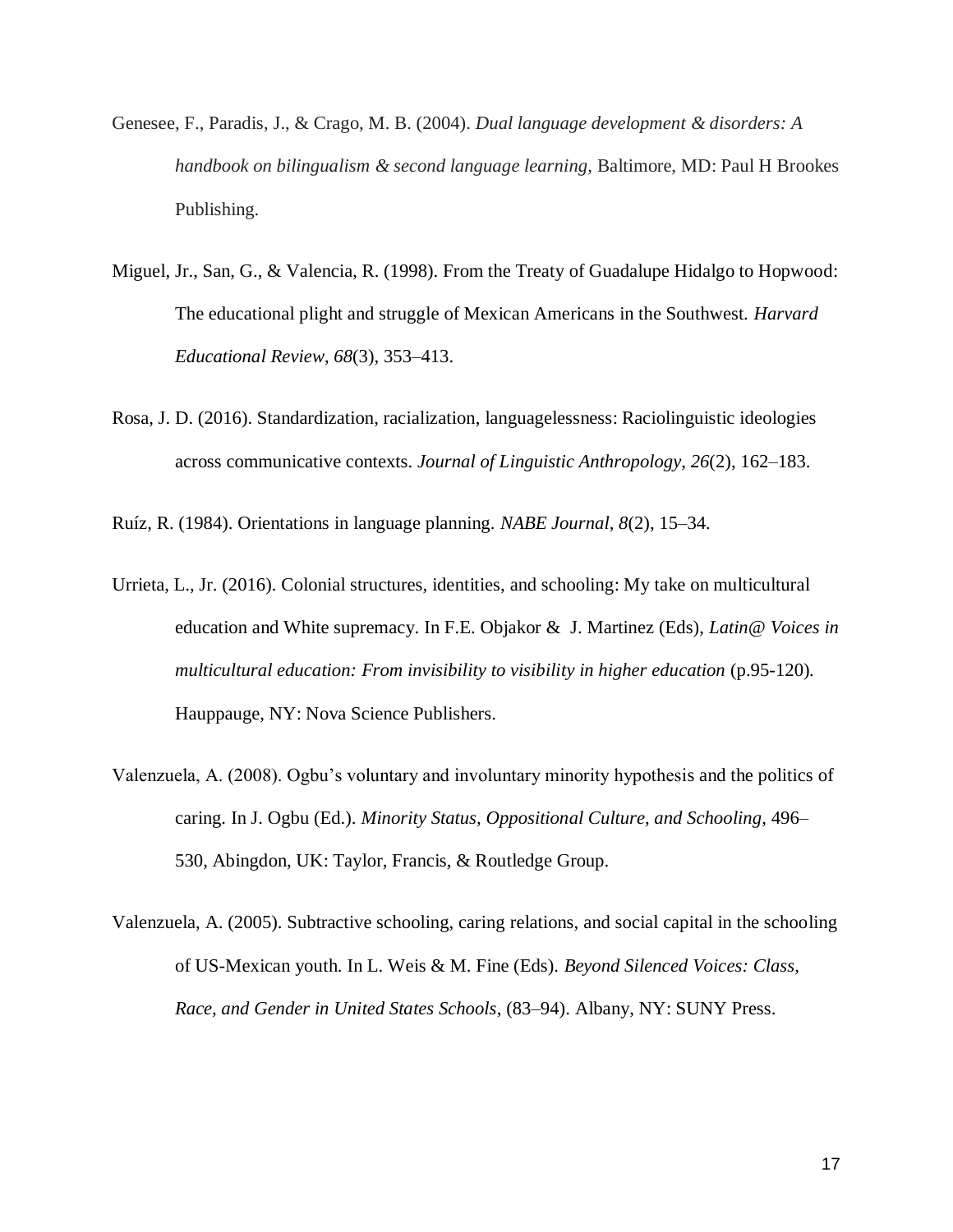Genesee, F., Paradis, J., & Crago, M. B. (2004). *Dual language development & disorders: A handbook on bilingualism & second language learning*, Baltimore, MD: Paul H Brookes Publishing.

Miguel, Jr., San, G., & Valencia, R. (1998). From the Treaty of Guadalupe Hidalgo to Hopwood: The educational plight and struggle of Mexican Americans in the Southwest. *Harvard Educational Review*, *68*(3), 353–413.

Rosa, J. D. (2016). Standardization, racialization, languagelessness: Raciolinguistic ideologies across communicative contexts. *Journal of Linguistic Anthropology*, *26*(2), 162–183.

Ruíz, R. (1984). Orientations in language planning. *NABE Journal*, *8*(2), 15–34.

Urrieta, L., Jr. (2016). Colonial structures, identities, and schooling: My take on multicultural education and White supremacy. In F.E. Objakor & J. Martinez (Eds), *Latin@ Voices in multicultural education: From invisibility to visibility in higher education* (p.95-120). Hauppauge, NY: Nova Science Publishers.

Valenzuela, A. (2008). Ogbu's voluntary and involuntary minority hypothesis and the politics of caring. In J. Ogbu (Ed.). *Minority Status, Oppositional Culture, and Schooling*, 496–530, Abingdon, UK: Taylor, Francis, & Routledge Group.

Valenzuela, A. (2005). Subtractive schooling, caring relations, and social capital in the schooling of US-Mexican youth. In L. Weis & M. Fine (Eds). *Beyond Silenced Voices: Class, Race, and Gender in United States Schools*, (83–94). Albany, NY: SUNY Press.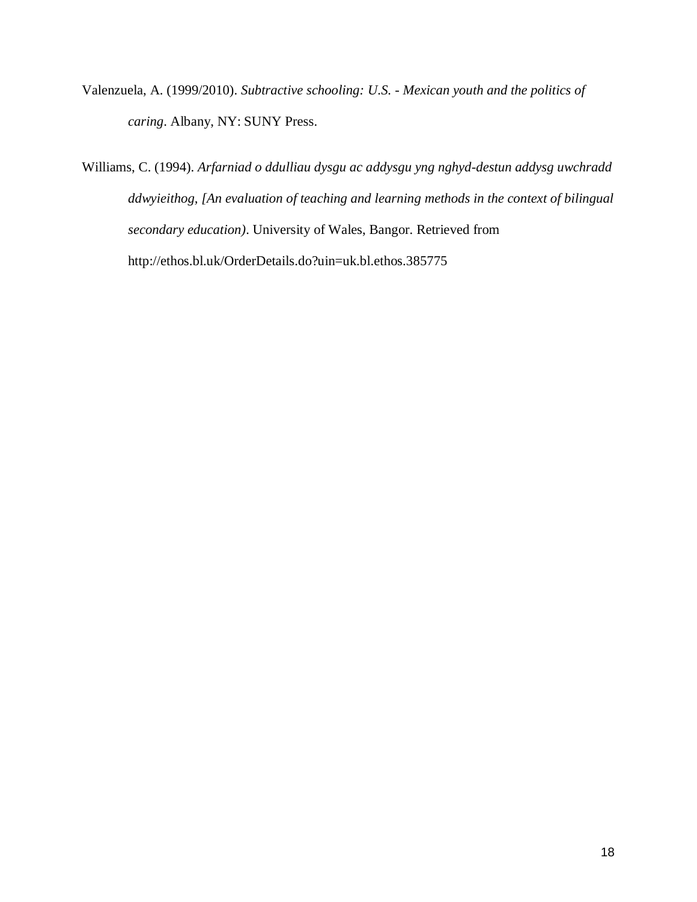Valenzuela, A. (1999/2010). *Subtractive schooling: U.S. - Mexican youth and the politics of caring*. Albany, NY: SUNY Press.

Williams, C. (1994). *Arfarniad o ddulliau dysgu ac addysgu yng nghyd-destun addysg uwchradd ddwyieithog, [An evaluation of teaching and learning methods in the context of bilingual secondary education)*. University of Wales, Bangor. Retrieved from http://ethos.bl.uk/OrderDetails.do?uin=uk.bl.ethos.385775